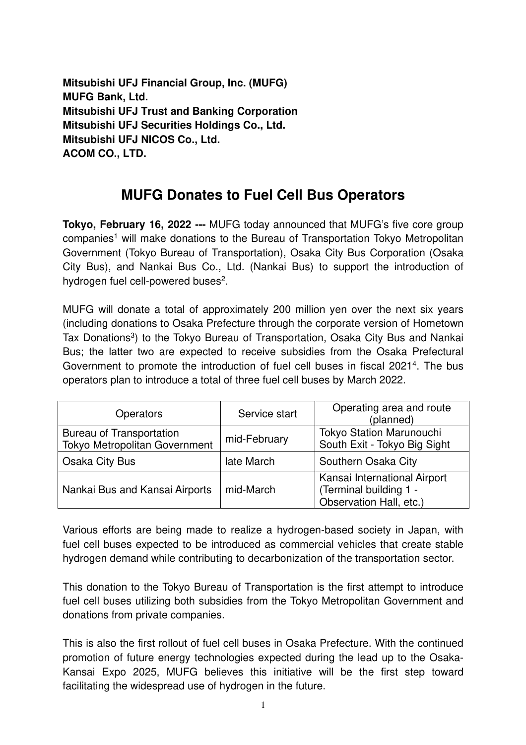**Mitsubishi UFJ Financial Group, Inc. (MUFG)**
**MUFG Bank, Ltd.**
**Mitsubishi UFJ Trust and Banking Corporation**
**Mitsubishi UFJ Securities Holdings Co., Ltd.**
**Mitsubishi UFJ NICOS Co., Ltd.**
**ACOM CO., LTD.**

# MUFG Donates to Fuel Cell Bus Operators

**Tokyo, February 16, 2022 ---** MUFG today announced that MUFG's five core group companies[1] will make donations to the Bureau of Transportation Tokyo Metropolitan Government (Tokyo Bureau of Transportation), Osaka City Bus Corporation (Osaka City Bus), and Nankai Bus Co., Ltd. (Nankai Bus) to support the introduction of hydrogen fuel cell-powered buses[2].

MUFG will donate a total of approximately 200 million yen over the next six years (including donations to Osaka Prefecture through the corporate version of Hometown Tax Donations[3]) to the Tokyo Bureau of Transportation, Osaka City Bus and Nankai Bus; the latter two are expected to receive subsidies from the Osaka Prefectural Government to promote the introduction of fuel cell buses in fiscal 2021[4]. The bus operators plan to introduce a total of three fuel cell buses by March 2022.

| Operators | Service start | Operating area and route (planned) |
|---|---|---|
| Bureau of Transportation Tokyo Metropolitan Government | mid-February | Tokyo Station Marunouchi South Exit - Tokyo Big Sight |
| Osaka City Bus | late March | Southern Osaka City |
| Nankai Bus and Kansai Airports | mid-March | Kansai International Airport (Terminal building 1 - Observation Hall, etc.) |

Various efforts are being made to realize a hydrogen-based society in Japan, with fuel cell buses expected to be introduced as commercial vehicles that create stable hydrogen demand while contributing to decarbonization of the transportation sector.

This donation to the Tokyo Bureau of Transportation is the first attempt to introduce fuel cell buses utilizing both subsidies from the Tokyo Metropolitan Government and donations from private companies.

This is also the first rollout of fuel cell buses in Osaka Prefecture. With the continued promotion of future energy technologies expected during the lead up to the Osaka-Kansai Expo 2025, MUFG believes this initiative will be the first step toward facilitating the widespread use of hydrogen in the future.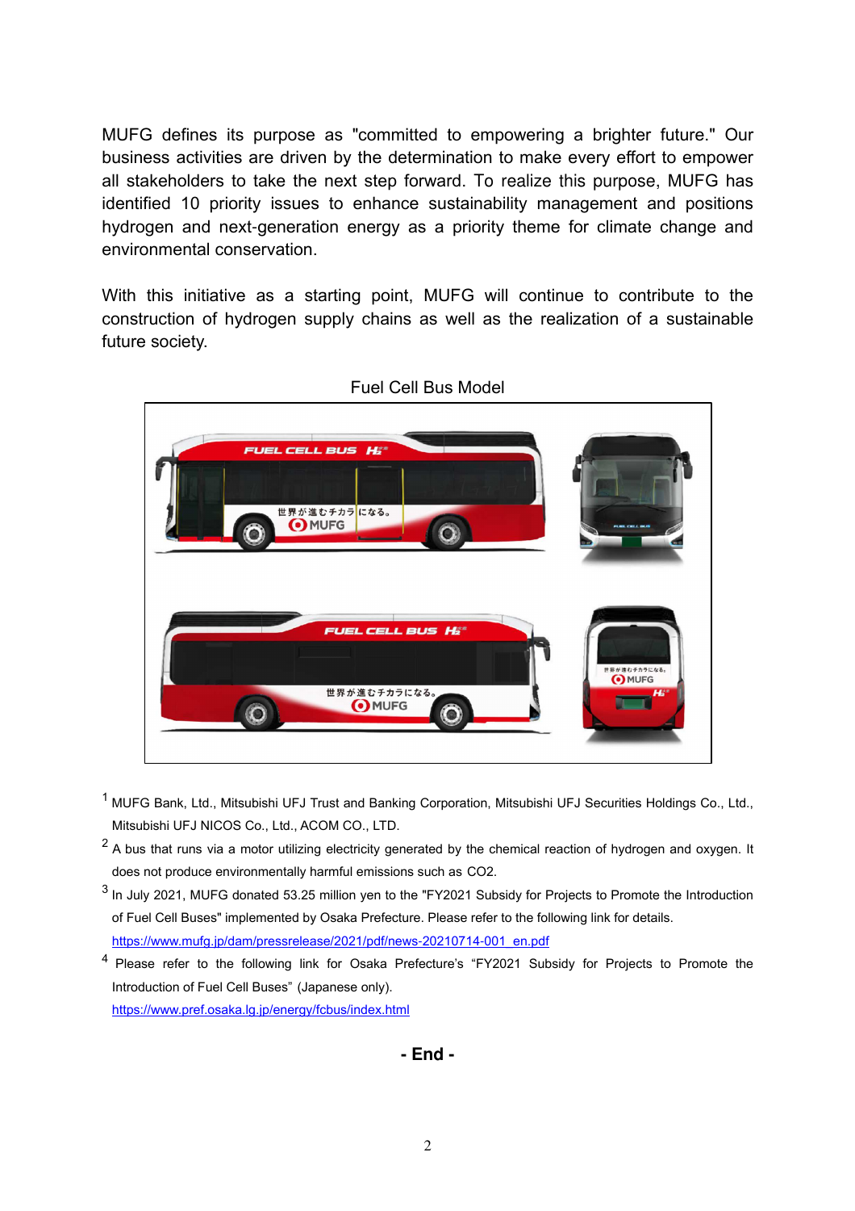MUFG defines its purpose as "committed to empowering a brighter future." Our business activities are driven by the determination to make every effort to empower all stakeholders to take the next step forward. To realize this purpose, MUFG has identified 10 priority issues to enhance sustainability management and positions hydrogen and next-generation energy as a priority theme for climate change and environmental conservation.

With this initiative as a starting point, MUFG will continue to contribute to the construction of hydrogen supply chains as well as the realization of a sustainable future society.

Fuel Cell Bus Model

[1] MUFG Bank, Ltd., Mitsubishi UFJ Trust and Banking Corporation, Mitsubishi UFJ Securities Holdings Co., Ltd., Mitsubishi UFJ NICOS Co., Ltd., ACOM CO., LTD.

[2] A bus that runs via a motor utilizing electricity generated by the chemical reaction of hydrogen and oxygen. It does not produce environmentally harmful emissions such as $CO_2$.

[3] In July 2021, MUFG donated 53.25 million yen to the "FY2021 Subsidy for Projects to Promote the Introduction of Fuel Cell Buses" implemented by Osaka Prefecture. Please refer to the following link for details.
https://www.mufg.jp/dam/pressrelease/2021/pdf/news-20210714-001_en.pdf

[4] Please refer to the following link for Osaka Prefecture's "FY2021 Subsidy for Projects to Promote the Introduction of Fuel Cell Buses" (Japanese only).
https://www.pref.osaka.lg.jp/energy/fcbus/index.html

**- End -**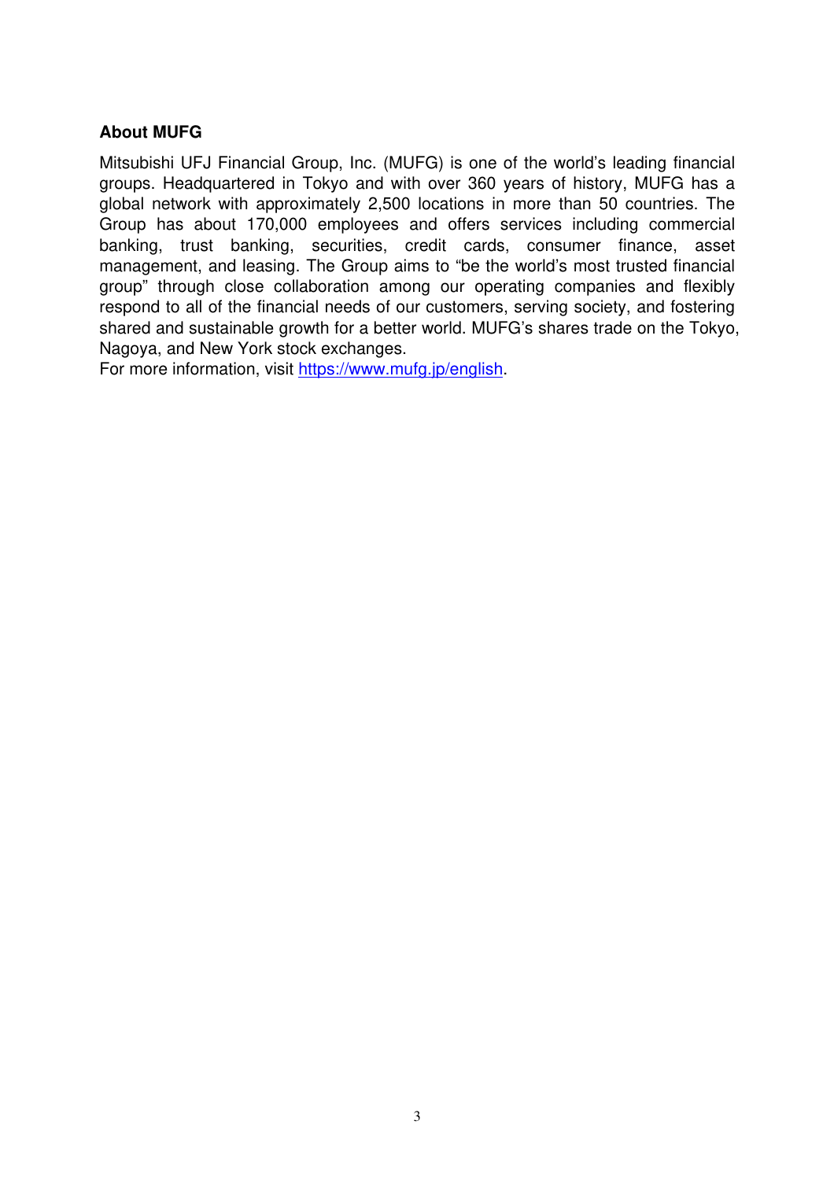**About MUFG**

Mitsubishi UFJ Financial Group, Inc. (MUFG) is one of the world's leading financial groups. Headquartered in Tokyo and with over 360 years of history, MUFG has a global network with approximately 2,500 locations in more than 50 countries. The Group has about 170,000 employees and offers services including commercial banking, trust banking, securities, credit cards, consumer finance, asset management, and leasing. The Group aims to "be the world's most trusted financial group" through close collaboration among our operating companies and flexibly respond to all of the financial needs of our customers, serving society, and fostering shared and sustainable growth for a better world. MUFG's shares trade on the Tokyo, Nagoya, and New York stock exchanges.
For more information, visit https://www.mufg.jp/english.